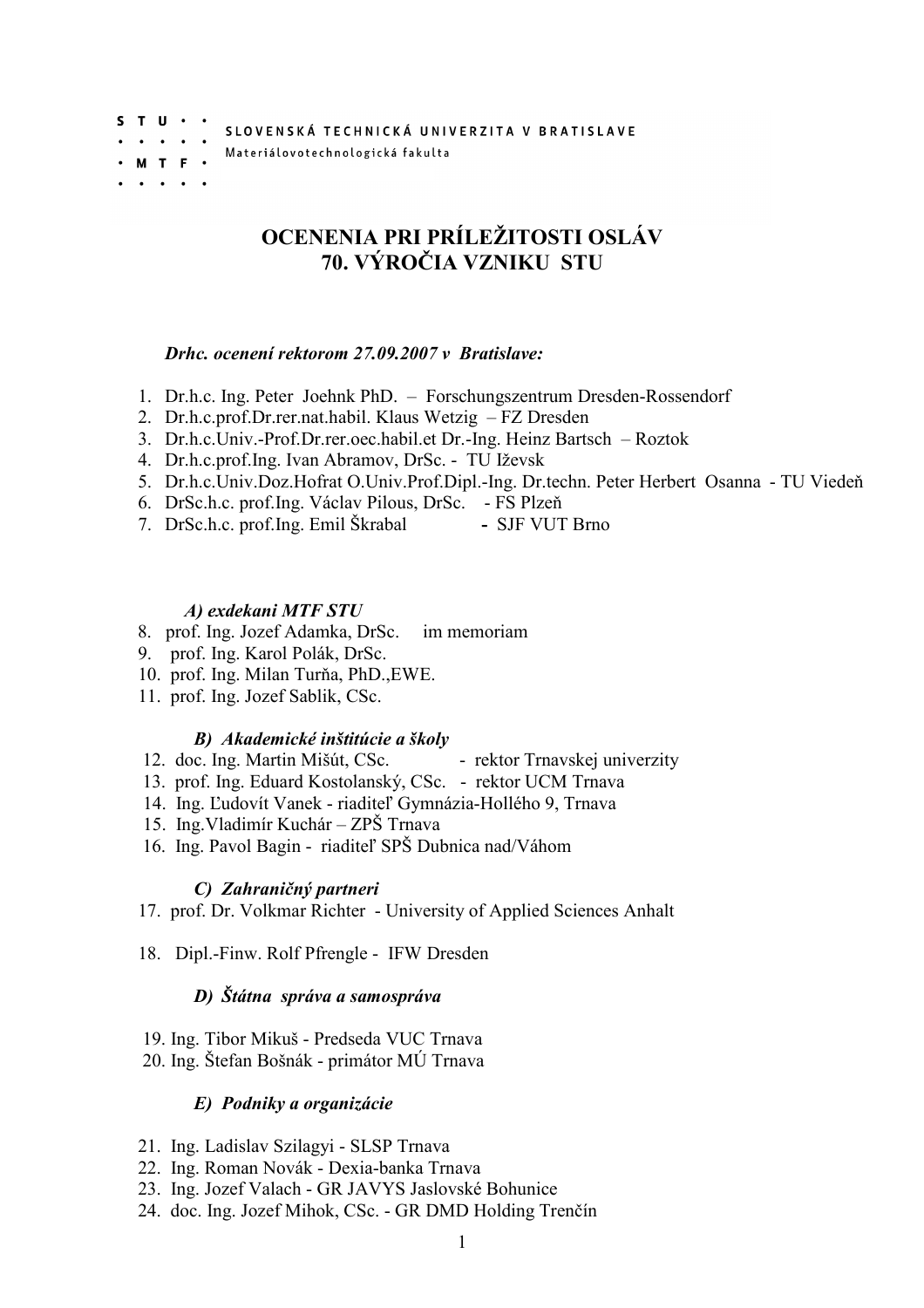SLOVENSKÁ TECHNICKÁ UNIVERZITA V BRATISLAVE

Materiálovotechnologická fakulta

# OCENENIA PRI PRÍLEŽITOSTI OSLÁV 70. VÝROČIA VZNIKU STU

***Drhc. ocenení rektorom 27.09.2007 v Bratislave:***

1. Dr.h.c. Ing. Peter Joehnk PhD. – Forschungszentrum Dresden-Rossendorf
2. Dr.h.c.prof.Dr.rer.nat.habil. Klaus Wetzig – FZ Dresden
3. Dr.h.c.Univ.-Prof.Dr.rer.oec.habil.et Dr.-Ing. Heinz Bartsch – Roztok
4. Dr.h.c.prof.Ing. Ivan Abramov, DrSc. - TU Iževsk
5. Dr.h.c.Univ.Doz.Hofrat O.Univ.Prof.Dipl.-Ing. Dr.techn. Peter Herbert Osanna - TU Viedeň
6. DrSc.h.c. prof.Ing. Václav Pilous, DrSc. - FS Plzeň
7. DrSc.h.c. prof.Ing. Emil Škrabal - SJF VUT Brno

***A) exdekani MTF STU***

8. prof. Ing. Jozef Adamka, DrSc. im memoriam
9. prof. Ing. Karol Polák, DrSc.
10. prof. Ing. Milan Turňa, PhD.,EWE.
11. prof. Ing. Jozef Sablik, CSc.

***B) Akademické inštitúcie a školy***

12. doc. Ing. Martin Mišút, CSc. - rektor Trnavskej univerzity
13. prof. Ing. Eduard Kostolanský, CSc. - rektor UCM Trnava
14. Ing. Ľudovít Vanek - riaditeľ Gymnázia-Hollého 9, Trnava
15. Ing.Vladimír Kuchár – ZPŠ Trnava
16. Ing. Pavol Bagin - riaditeľ SPŠ Dubnica nad/Váhom

***C) Zahraničný partneri***

17. prof. Dr. Volkmar Richter - University of Applied Sciences Anhalt
18. Dipl.-Finw. Rolf Pfrengle - IFW Dresden

***D) Štátna správa a samospráva***

19. Ing. Tibor Mikuš - Predseda VUC Trnava
20. Ing. Štefan Bošnák - primátor MÚ Trnava

***E) Podniky a organizácie***

21. Ing. Ladislav Szilagyi - SLSP Trnava
22. Ing. Roman Novák - Dexia-banka Trnava
23. Ing. Jozef Valach - GR JAVYS Jaslovské Bohunice
24. doc. Ing. Jozef Mihok, CSc. - GR DMD Holding Trenčín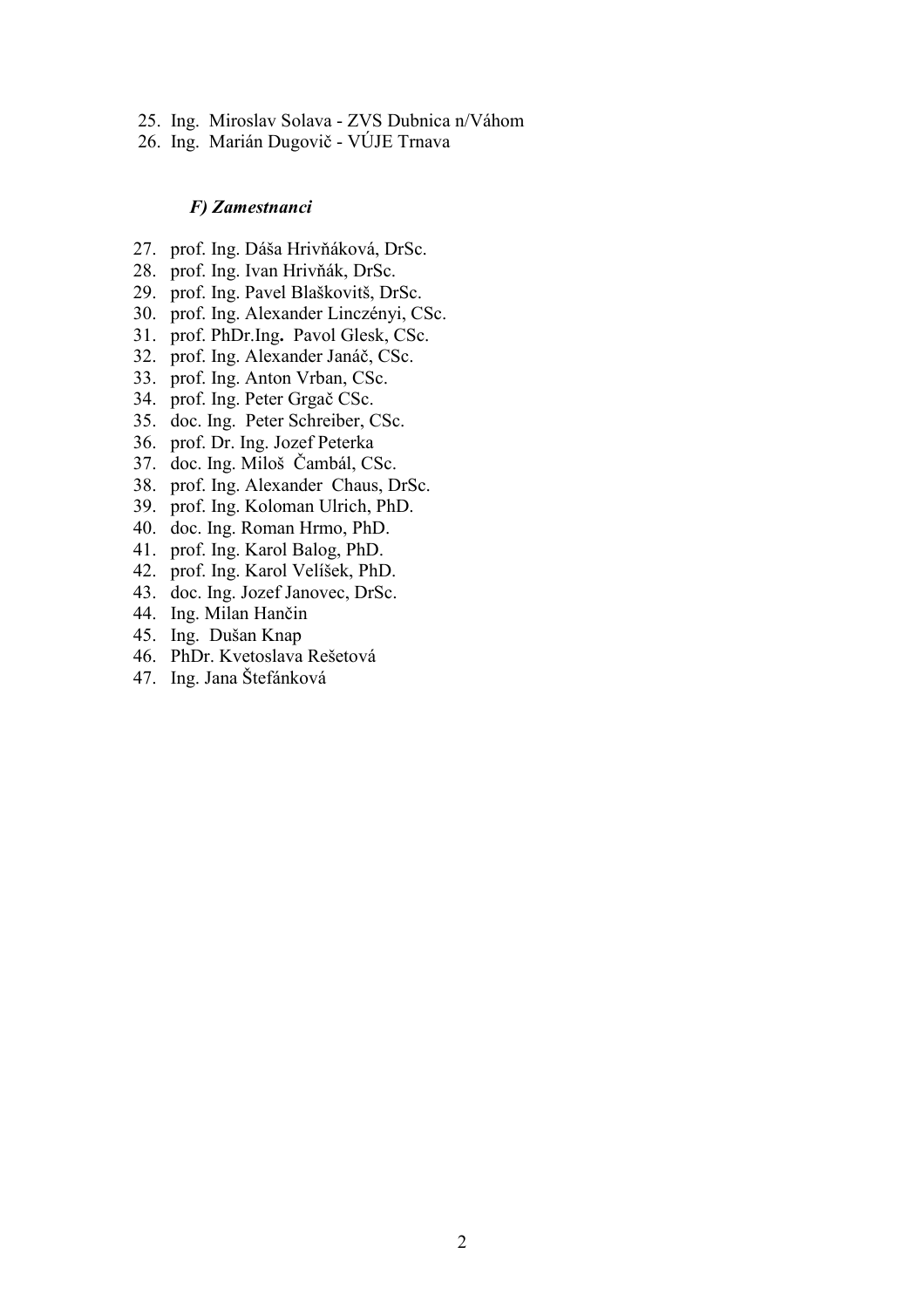25. Ing.  Miroslav Solava - ZVS Dubnica n/Váhom
26. Ing.  Marián Dugovič - VÚJE Trnava

***F) Zamestnanci***

27. prof. Ing. Dáša Hrivňáková, DrSc.
28. prof. Ing. Ivan Hrivňák, DrSc.
29. prof. Ing. Pavel Blaškovitš, DrSc.
30. prof. Ing. Alexander Linczényi, CSc.
31. prof. PhDr.Ing**.** Pavol Glesk, CSc.
32. prof. Ing. Alexander Janáč, CSc.
33. prof. Ing. Anton Vrban, CSc.
34. prof. Ing. Peter Grgač CSc.
35. doc. Ing.  Peter Schreiber, CSc.
36. prof. Dr. Ing. Jozef Peterka
37. doc. Ing. Miloš  Čambál, CSc.
38. prof. Ing. Alexander  Chaus, DrSc.
39. prof. Ing. Koloman Ulrich, PhD.
40. doc. Ing. Roman Hrmo, PhD.
41. prof. Ing. Karol Balog, PhD.
42. prof. Ing. Karol Velíšek, PhD.
43. doc. Ing. Jozef Janovec, DrSc.
44. Ing. Milan Hančin
45. Ing.  Dušan Knap
46. PhDr. Kvetoslava Rešetová
47. Ing. Jana Štefánková